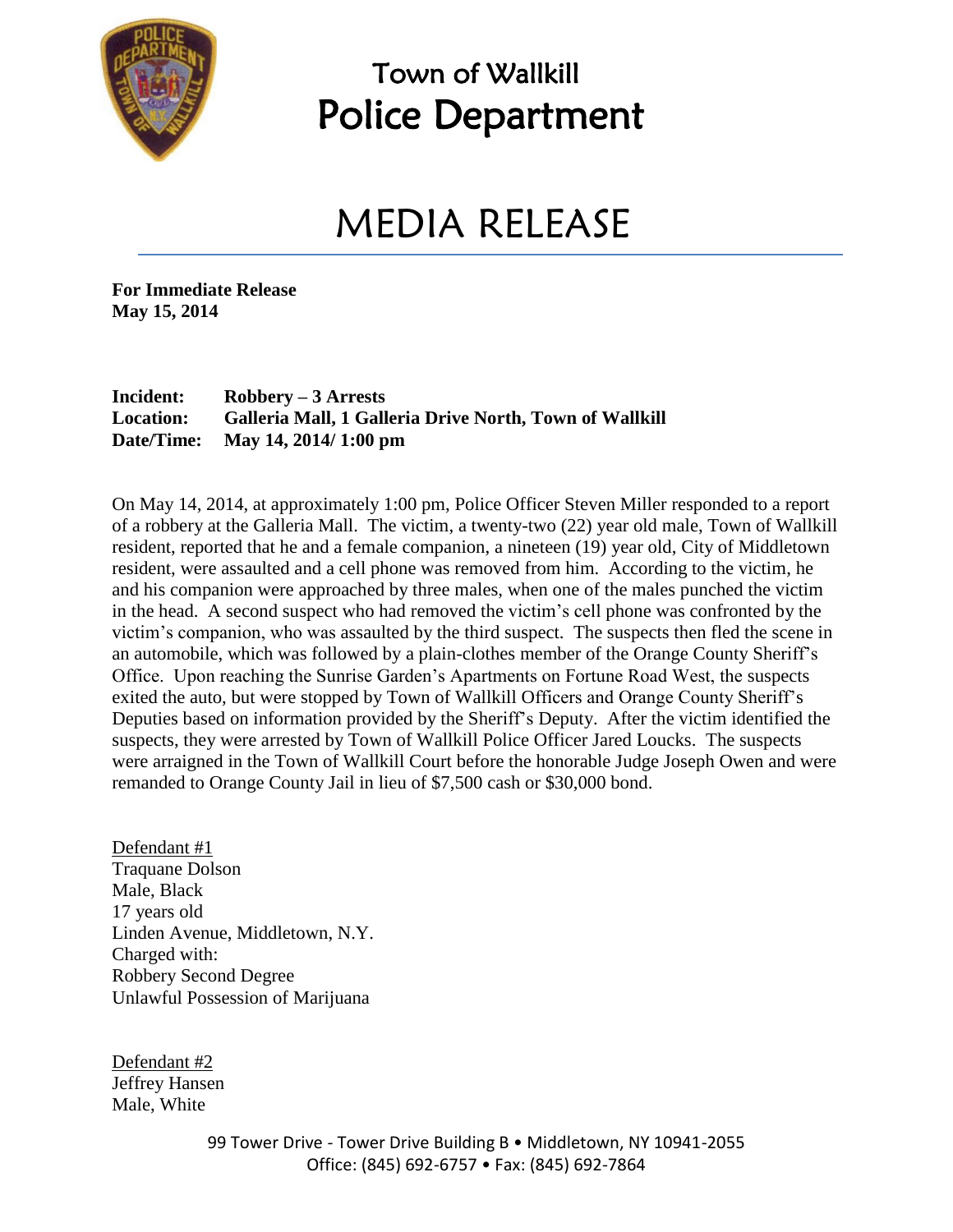# Town of Wallkill
# Police Department

## MEDIA RELEASE

**For Immediate Release**
**May 15, 2014**

**Incident:** **Robbery – 3 Arrests**
**Location:** **Galleria Mall, 1 Galleria Drive North, Town of Wallkill**
**Date/Time:** **May 14, 2014/ 1:00 pm**

On May 14, 2014, at approximately 1:00 pm, Police Officer Steven Miller responded to a report of a robbery at the Galleria Mall. The victim, a twenty-two (22) year old male, Town of Wallkill resident, reported that he and a female companion, a nineteen (19) year old, City of Middletown resident, were assaulted and a cell phone was removed from him. According to the victim, he and his companion were approached by three males, when one of the males punched the victim in the head. A second suspect who had removed the victim's cell phone was confronted by the victim's companion, who was assaulted by the third suspect. The suspects then fled the scene in an automobile, which was followed by a plain-clothes member of the Orange County Sheriff's Office. Upon reaching the Sunrise Garden's Apartments on Fortune Road West, the suspects exited the auto, but were stopped by Town of Wallkill Officers and Orange County Sheriff's Deputies based on information provided by the Sheriff's Deputy. After the victim identified the suspects, they were arrested by Town of Wallkill Police Officer Jared Loucks. The suspects were arraigned in the Town of Wallkill Court before the honorable Judge Joseph Owen and were remanded to Orange County Jail in lieu of $7,500 cash or $30,000 bond.

Defendant #1
Traquane Dolson
Male, Black
17 years old
Linden Avenue, Middletown, N.Y.
Charged with:
Robbery Second Degree
Unlawful Possession of Marijuana

Defendant #2
Jeffrey Hansen
Male, White

99 Tower Drive - Tower Drive Building B • Middletown, NY 10941-2055
Office: (845) 692-6757 • Fax: (845) 692-7864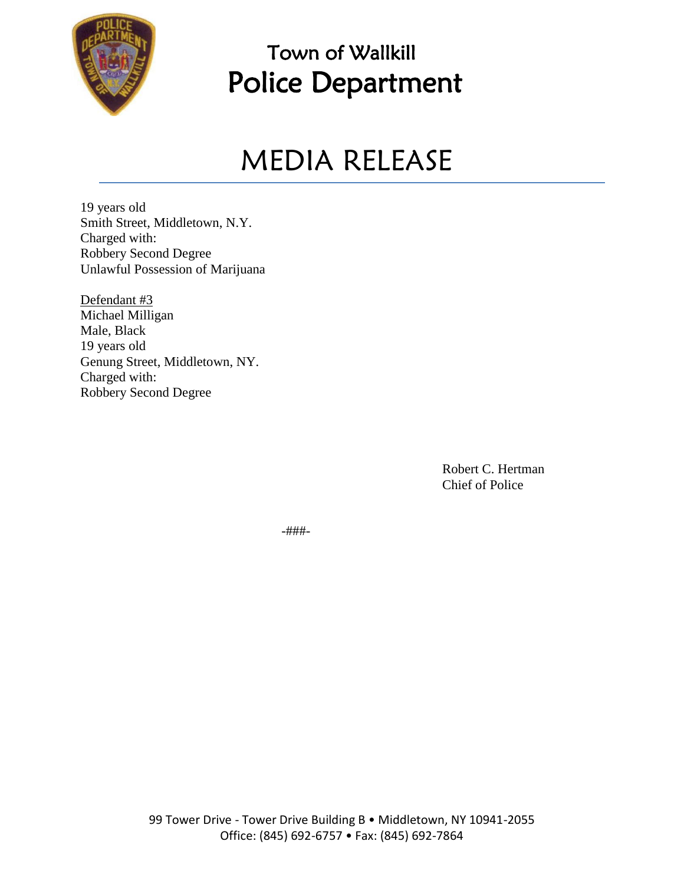# Town of Wallkill
# Police Department

# MEDIA RELEASE

19 years old
Smith Street, Middletown, N.Y.
Charged with:
Robbery Second Degree
Unlawful Possession of Marijuana

<u>Defendant #3</u>
Michael Milligan
Male, Black
19 years old
Genung Street, Middletown, NY.
Charged with:
Robbery Second Degree

Robert C. Hertman
Chief of Police

-###-

99 Tower Drive - Tower Drive Building B • Middletown, NY 10941-2055
Office: (845) 692-6757 • Fax: (845) 692-7864